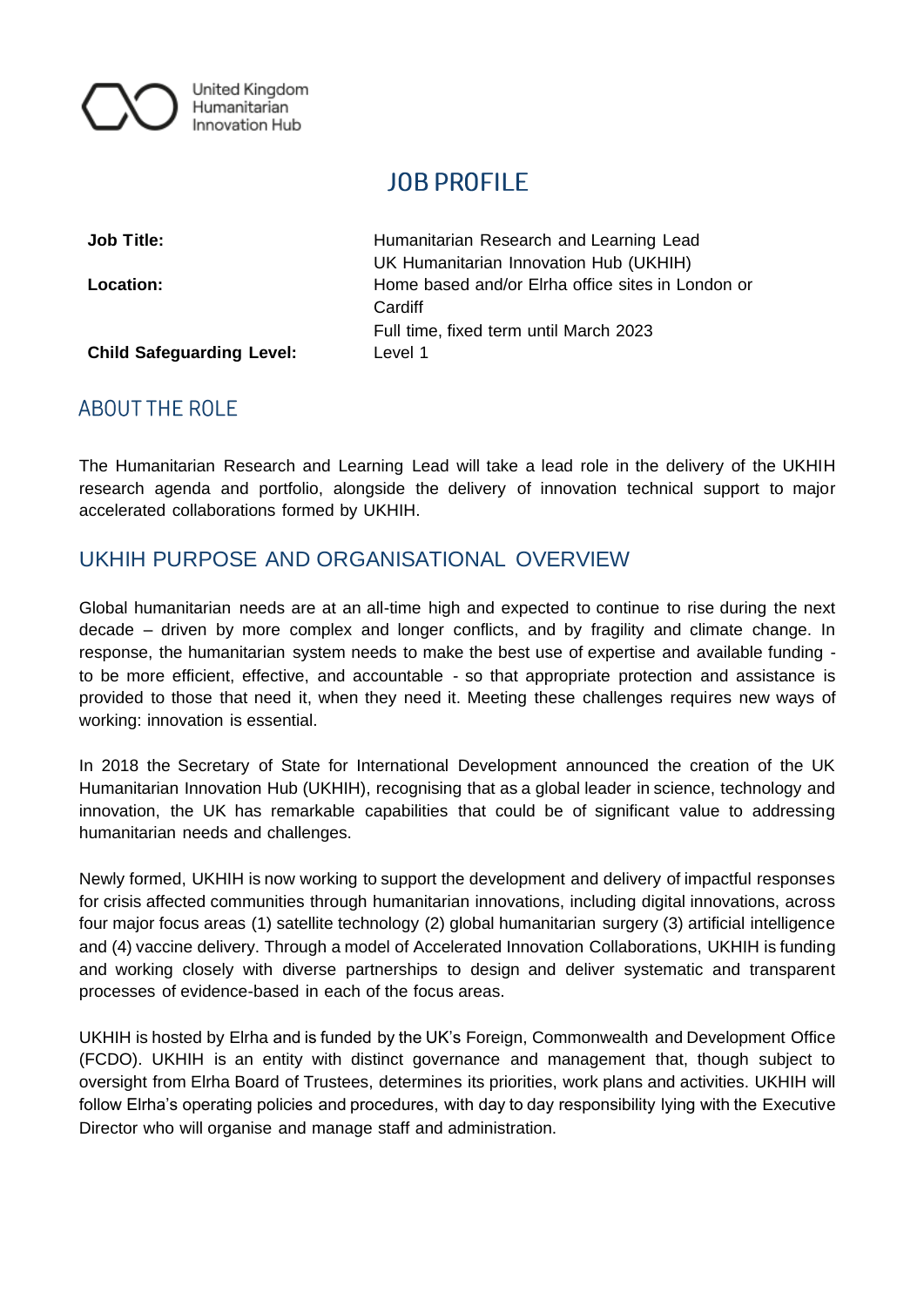United Kingdom Humanitarian Innovation Hub

# JOB PROFILE

| | |
|---|---|
| **Job Title:** | Humanitarian Research and Learning Lead<br>UK Humanitarian Innovation Hub (UKHIH) |
| **Location:** | Home based and/or Elrha office sites in London or Cardiff<br>Full time, fixed term until March 2023 |
| **Child Safeguarding Level:** | Level 1 |

## ABOUT THE ROLE

The Humanitarian Research and Learning Lead will take a lead role in the delivery of the UKHIH research agenda and portfolio, alongside the delivery of innovation technical support to major accelerated collaborations formed by UKHIH.

## UKHIH PURPOSE AND ORGANISATIONAL OVERVIEW

Global humanitarian needs are at an all-time high and expected to continue to rise during the next decade – driven by more complex and longer conflicts, and by fragility and climate change. In response, the humanitarian system needs to make the best use of expertise and available funding - to be more efficient, effective, and accountable - so that appropriate protection and assistance is provided to those that need it, when they need it. Meeting these challenges requires new ways of working: innovation is essential.

In 2018 the Secretary of State for International Development announced the creation of the UK Humanitarian Innovation Hub (UKHIH), recognising that as a global leader in science, technology and innovation, the UK has remarkable capabilities that could be of significant value to addressing humanitarian needs and challenges.

Newly formed, UKHIH is now working to support the development and delivery of impactful responses for crisis affected communities through humanitarian innovations, including digital innovations, across four major focus areas (1) satellite technology (2) global humanitarian surgery (3) artificial intelligence and (4) vaccine delivery. Through a model of Accelerated Innovation Collaborations, UKHIH is funding and working closely with diverse partnerships to design and deliver systematic and transparent processes of evidence-based in each of the focus areas.

UKHIH is hosted by Elrha and is funded by the UK's Foreign, Commonwealth and Development Office (FCDO). UKHIH is an entity with distinct governance and management that, though subject to oversight from Elrha Board of Trustees, determines its priorities, work plans and activities. UKHIH will follow Elrha's operating policies and procedures, with day to day responsibility lying with the Executive Director who will organise and manage staff and administration.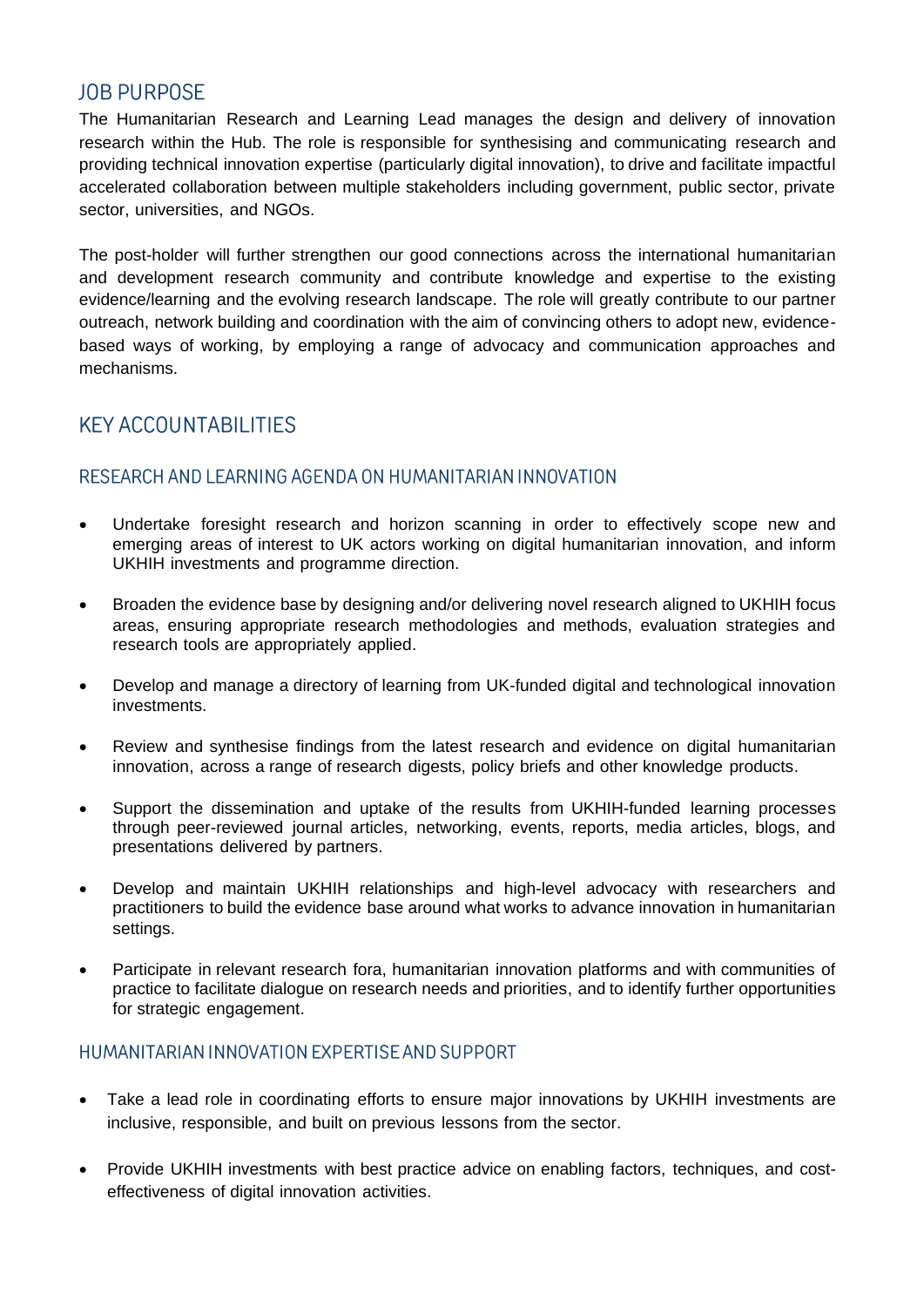## JOB PURPOSE

The Humanitarian Research and Learning Lead manages the design and delivery of innovation research within the Hub. The role is responsible for synthesising and communicating research and providing technical innovation expertise (particularly digital innovation), to drive and facilitate impactful accelerated collaboration between multiple stakeholders including government, public sector, private sector, universities, and NGOs.

The post-holder will further strengthen our good connections across the international humanitarian and development research community and contribute knowledge and expertise to the existing evidence/learning and the evolving research landscape. The role will greatly contribute to our partner outreach, network building and coordination with the aim of convincing others to adopt new, evidence-based ways of working, by employing a range of advocacy and communication approaches and mechanisms.

## KEY ACCOUNTABILITIES

### RESEARCH AND LEARNING AGENDA ON HUMANITARIAN INNOVATION

- Undertake foresight research and horizon scanning in order to effectively scope new and emerging areas of interest to UK actors working on digital humanitarian innovation, and inform UKHIH investments and programme direction.
- Broaden the evidence base by designing and/or delivering novel research aligned to UKHIH focus areas, ensuring appropriate research methodologies and methods, evaluation strategies and research tools are appropriately applied.
- Develop and manage a directory of learning from UK-funded digital and technological innovation investments.
- Review and synthesise findings from the latest research and evidence on digital humanitarian innovation, across a range of research digests, policy briefs and other knowledge products.
- Support the dissemination and uptake of the results from UKHIH-funded learning processes through peer-reviewed journal articles, networking, events, reports, media articles, blogs, and presentations delivered by partners.
- Develop and maintain UKHIH relationships and high-level advocacy with researchers and practitioners to build the evidence base around what works to advance innovation in humanitarian settings.
- Participate in relevant research fora, humanitarian innovation platforms and with communities of practice to facilitate dialogue on research needs and priorities, and to identify further opportunities for strategic engagement.

### HUMANITARIAN INNOVATION EXPERTISE AND SUPPORT

- Take a lead role in coordinating efforts to ensure major innovations by UKHIH investments are inclusive, responsible, and built on previous lessons from the sector.
- Provide UKHIH investments with best practice advice on enabling factors, techniques, and cost-effectiveness of digital innovation activities.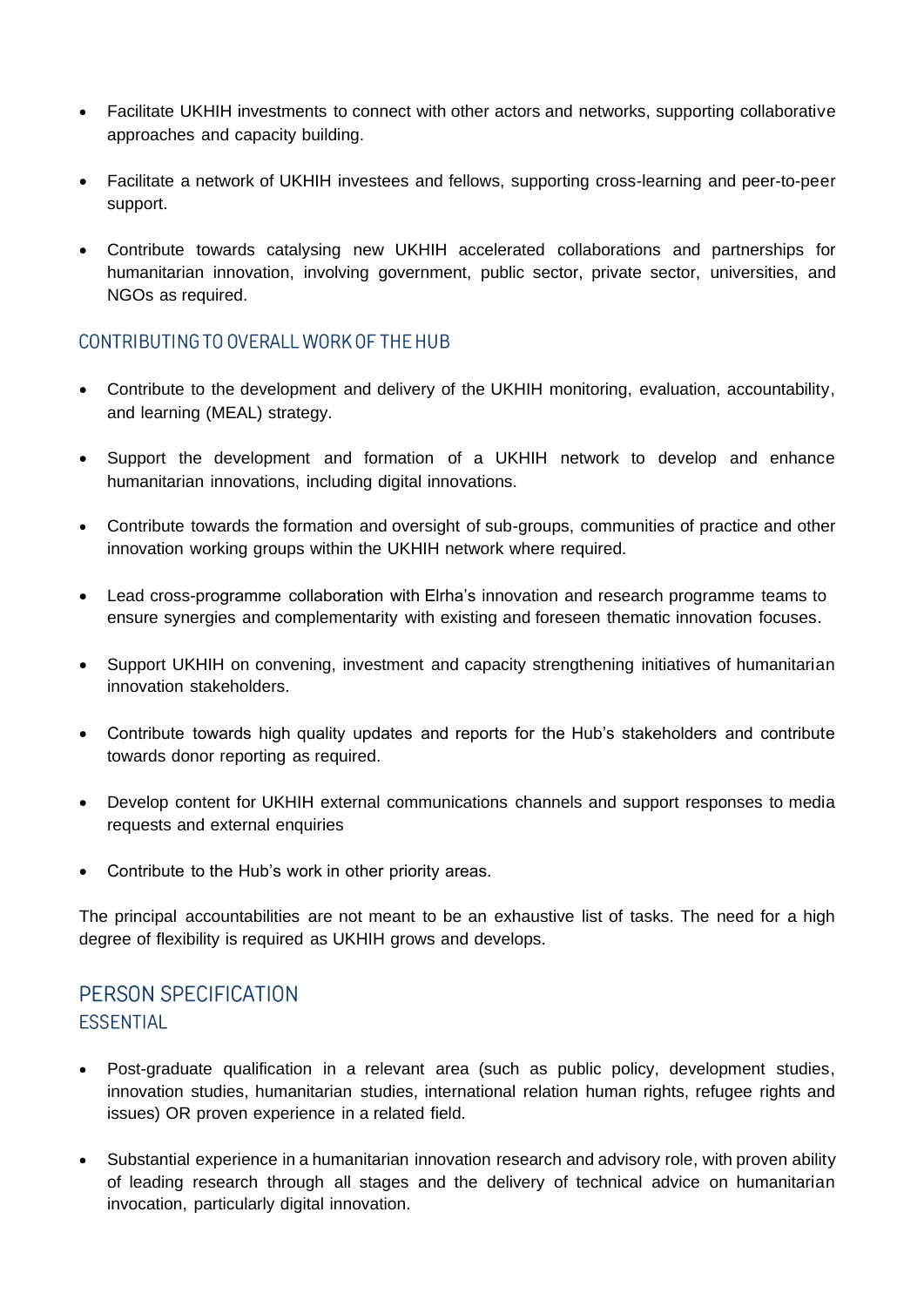- Facilitate UKHIH investments to connect with other actors and networks, supporting collaborative approaches and capacity building.
- Facilitate a network of UKHIH investees and fellows, supporting cross-learning and peer-to-peer support.
- Contribute towards catalysing new UKHIH accelerated collaborations and partnerships for humanitarian innovation, involving government, public sector, private sector, universities, and NGOs as required.

### CONTRIBUTING TO OVERALL WORK OF THE HUB

- Contribute to the development and delivery of the UKHIH monitoring, evaluation, accountability, and learning (MEAL) strategy.
- Support the development and formation of a UKHIH network to develop and enhance humanitarian innovations, including digital innovations.
- Contribute towards the formation and oversight of sub-groups, communities of practice and other innovation working groups within the UKHIH network where required.
- Lead cross-programme collaboration with Elrha's innovation and research programme teams to ensure synergies and complementarity with existing and foreseen thematic innovation focuses.
- Support UKHIH on convening, investment and capacity strengthening initiatives of humanitarian innovation stakeholders.
- Contribute towards high quality updates and reports for the Hub's stakeholders and contribute towards donor reporting as required.
- Develop content for UKHIH external communications channels and support responses to media requests and external enquiries
- Contribute to the Hub's work in other priority areas.

The principal accountabilities are not meant to be an exhaustive list of tasks. The need for a high degree of flexibility is required as UKHIH grows and develops.

## PERSON SPECIFICATION

### ESSENTIAL

- Post-graduate qualification in a relevant area (such as public policy, development studies, innovation studies, humanitarian studies, international relation human rights, refugee rights and issues) OR proven experience in a related field.
- Substantial experience in a humanitarian innovation research and advisory role, with proven ability of leading research through all stages and the delivery of technical advice on humanitarian invocation, particularly digital innovation.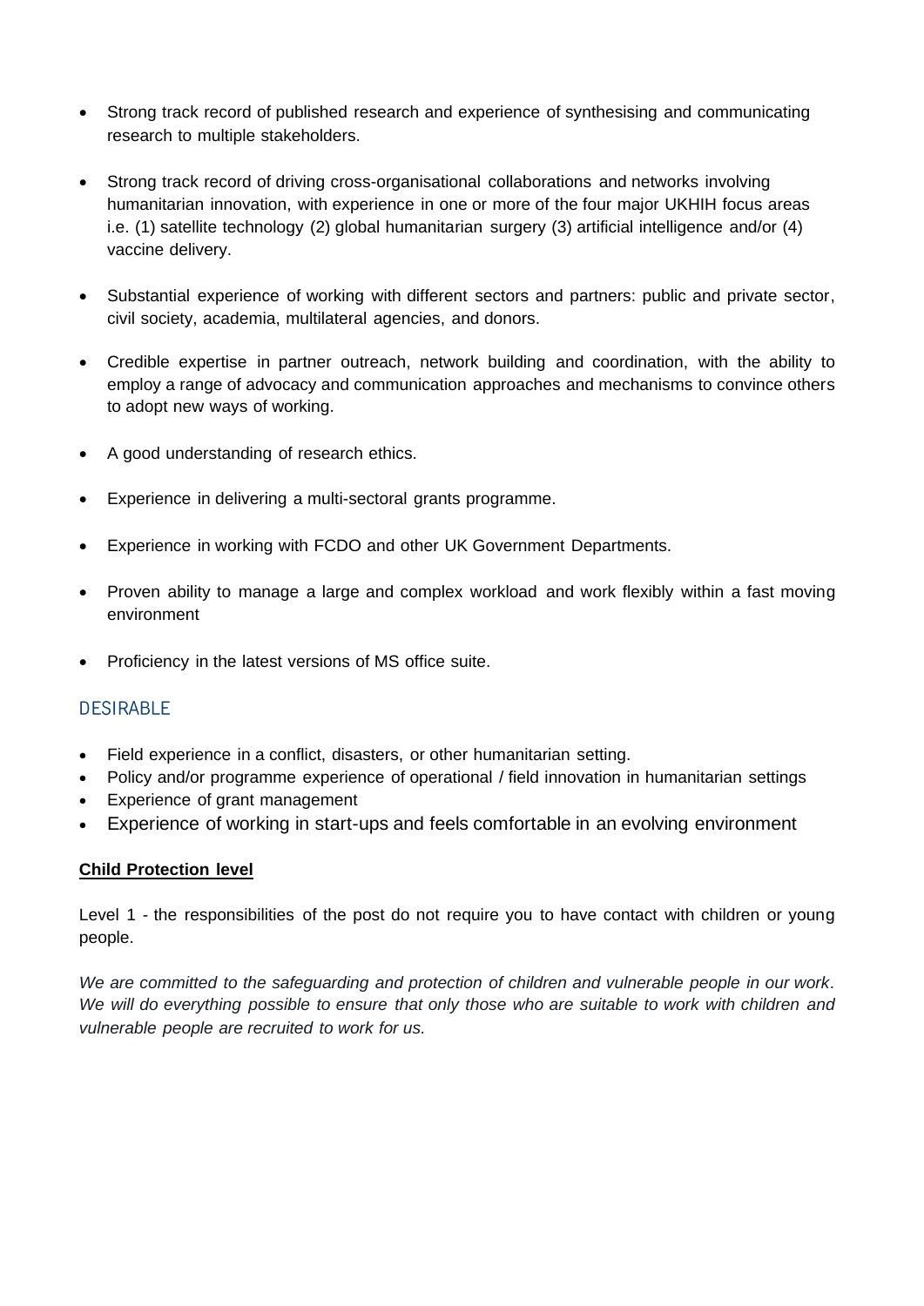- Strong track record of published research and experience of synthesising and communicating research to multiple stakeholders.
- Strong track record of driving cross-organisational collaborations and networks involving humanitarian innovation, with experience in one or more of the four major UKHIH focus areas i.e. (1) satellite technology (2) global humanitarian surgery (3) artificial intelligence and/or (4) vaccine delivery.
- Substantial experience of working with different sectors and partners: public and private sector, civil society, academia, multilateral agencies, and donors.
- Credible expertise in partner outreach, network building and coordination, with the ability to employ a range of advocacy and communication approaches and mechanisms to convince others to adopt new ways of working.
- A good understanding of research ethics.
- Experience in delivering a multi-sectoral grants programme.
- Experience in working with FCDO and other UK Government Departments.
- Proven ability to manage a large and complex workload and work flexibly within a fast moving environment
- Proficiency in the latest versions of MS office suite.

## DESIRABLE

- Field experience in a conflict, disasters, or other humanitarian setting.
- Policy and/or programme experience of operational / field innovation in humanitarian settings
- Experience of grant management
- Experience of working in start-ups and feels comfortable in an evolving environment

**Child Protection level**

Level 1 - the responsibilities of the post do not require you to have contact with children or young people.

*We are committed to the safeguarding and protection of children and vulnerable people in our work. We will do everything possible to ensure that only those who are suitable to work with children and vulnerable people are recruited to work for us.*